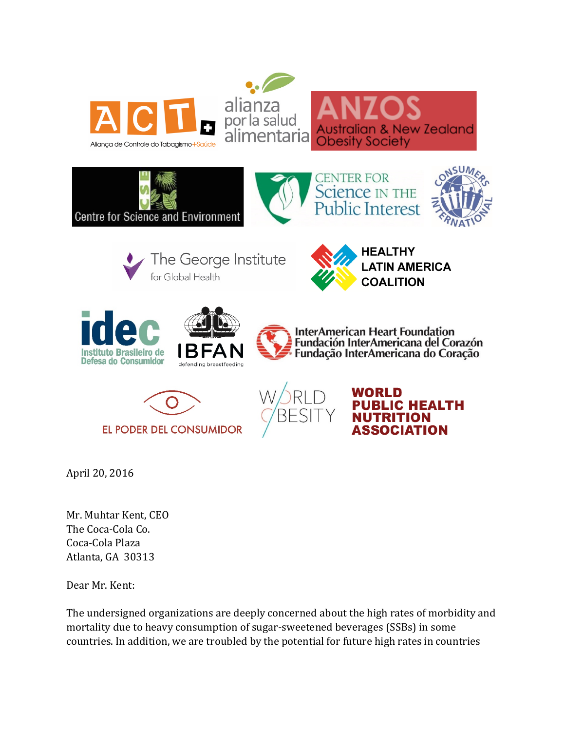ACT Aliança de Controle do Tabagismo+Saúde

alianza por la salud alimentaria

ANZOS Australian & New Zealand Obesity Society

Centre for Science and Environment

CENTER FOR Science IN THE Public Interest

Consumers International

The George Institute for Global Health

HEALTHY LATIN AMERICA COALITION

idec Instituto Brasileiro de Defesa do Consumidor

IBFAN defending breastfeeding

InterAmerican Heart Foundation
Fundación InterAmericana del Corazón
Fundação InterAmericana do Coração

EL PODER DEL CONSUMIDOR

WORLD OBESITY

WORLD PUBLIC HEALTH NUTRITION ASSOCIATION

April 20, 2016

Mr. Muhtar Kent, CEO
The Coca-Cola Co.
Coca-Cola Plaza
Atlanta, GA 30313

Dear Mr. Kent:

The undersigned organizations are deeply concerned about the high rates of morbidity and mortality due to heavy consumption of sugar-sweetened beverages (SSBs) in some countries. In addition, we are troubled by the potential for future high rates in countries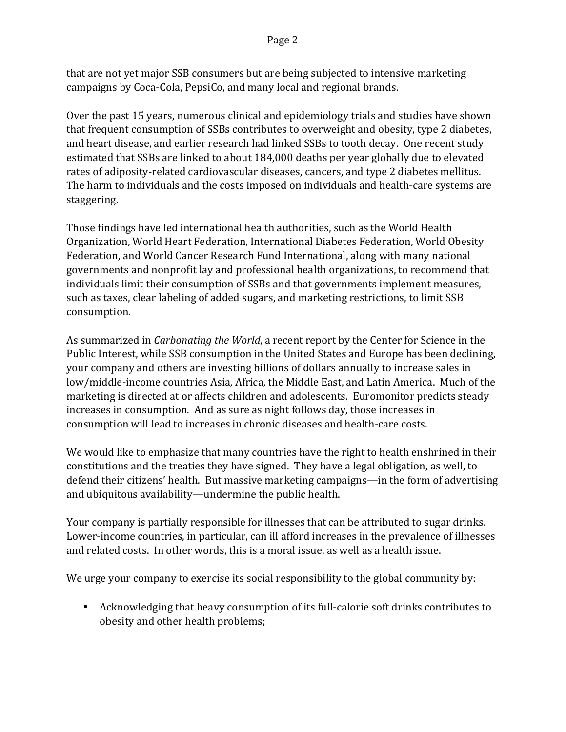that are not yet major SSB consumers but are being subjected to intensive marketing campaigns by Coca-Cola, PepsiCo, and many local and regional brands.

Over the past 15 years, numerous clinical and epidemiology trials and studies have shown that frequent consumption of SSBs contributes to overweight and obesity, type 2 diabetes, and heart disease, and earlier research had linked SSBs to tooth decay. One recent study estimated that SSBs are linked to about 184,000 deaths per year globally due to elevated rates of adiposity-related cardiovascular diseases, cancers, and type 2 diabetes mellitus. The harm to individuals and the costs imposed on individuals and health-care systems are staggering.

Those findings have led international health authorities, such as the World Health Organization, World Heart Federation, International Diabetes Federation, World Obesity Federation, and World Cancer Research Fund International, along with many national governments and nonprofit lay and professional health organizations, to recommend that individuals limit their consumption of SSBs and that governments implement measures, such as taxes, clear labeling of added sugars, and marketing restrictions, to limit SSB consumption.

As summarized in *Carbonating the World*, a recent report by the Center for Science in the Public Interest, while SSB consumption in the United States and Europe has been declining, your company and others are investing billions of dollars annually to increase sales in low/middle-income countries Asia, Africa, the Middle East, and Latin America. Much of the marketing is directed at or affects children and adolescents. Euromonitor predicts steady increases in consumption. And as sure as night follows day, those increases in consumption will lead to increases in chronic diseases and health-care costs.

We would like to emphasize that many countries have the right to health enshrined in their constitutions and the treaties they have signed. They have a legal obligation, as well, to defend their citizens' health. But massive marketing campaigns—in the form of advertising and ubiquitous availability—undermine the public health.

Your company is partially responsible for illnesses that can be attributed to sugar drinks. Lower-income countries, in particular, can ill afford increases in the prevalence of illnesses and related costs. In other words, this is a moral issue, as well as a health issue.

We urge your company to exercise its social responsibility to the global community by:

- Acknowledging that heavy consumption of its full-calorie soft drinks contributes to obesity and other health problems;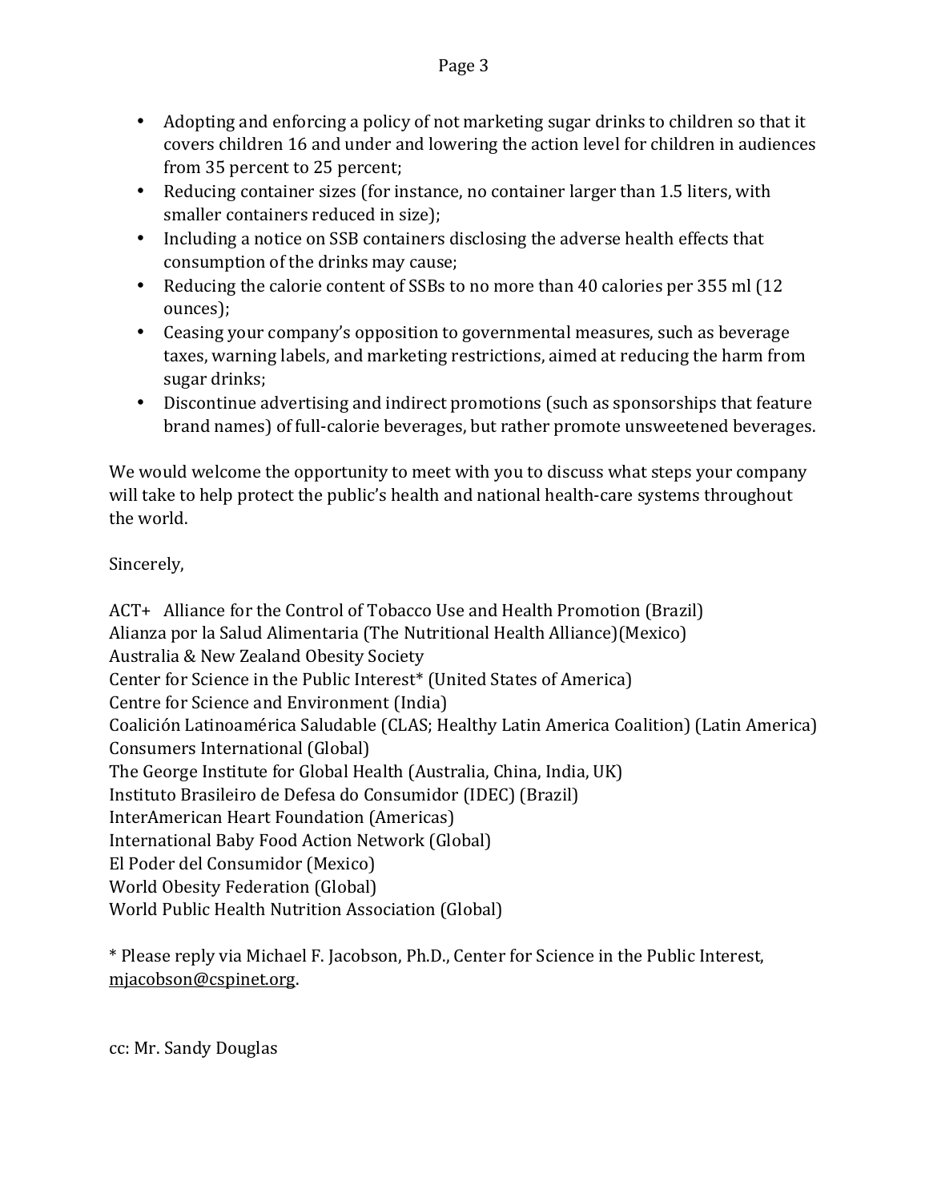- Adopting and enforcing a policy of not marketing sugar drinks to children so that it covers children 16 and under and lowering the action level for children in audiences from 35 percent to 25 percent;
- Reducing container sizes (for instance, no container larger than 1.5 liters, with smaller containers reduced in size);
- Including a notice on SSB containers disclosing the adverse health effects that consumption of the drinks may cause;
- Reducing the calorie content of SSBs to no more than 40 calories per 355 ml (12 ounces);
- Ceasing your company's opposition to governmental measures, such as beverage taxes, warning labels, and marketing restrictions, aimed at reducing the harm from sugar drinks;
- Discontinue advertising and indirect promotions (such as sponsorships that feature brand names) of full-calorie beverages, but rather promote unsweetened beverages.

We would welcome the opportunity to meet with you to discuss what steps your company will take to help protect the public's health and national health-care systems throughout the world.

Sincerely,

ACT+ Alliance for the Control of Tobacco Use and Health Promotion (Brazil)
Alianza por la Salud Alimentaria (The Nutritional Health Alliance)(Mexico)
Australia & New Zealand Obesity Society
Center for Science in the Public Interest* (United States of America)
Centre for Science and Environment (India)
Coalición Latinoamérica Saludable (CLAS; Healthy Latin America Coalition) (Latin America)
Consumers International (Global)
The George Institute for Global Health (Australia, China, India, UK)
Instituto Brasileiro de Defesa do Consumidor (IDEC) (Brazil)
InterAmerican Heart Foundation (Americas)
International Baby Food Action Network (Global)
El Poder del Consumidor (Mexico)
World Obesity Federation (Global)
World Public Health Nutrition Association (Global)

* Please reply via Michael F. Jacobson, Ph.D., Center for Science in the Public Interest, mjacobson@cspinet.org.

cc: Mr. Sandy Douglas